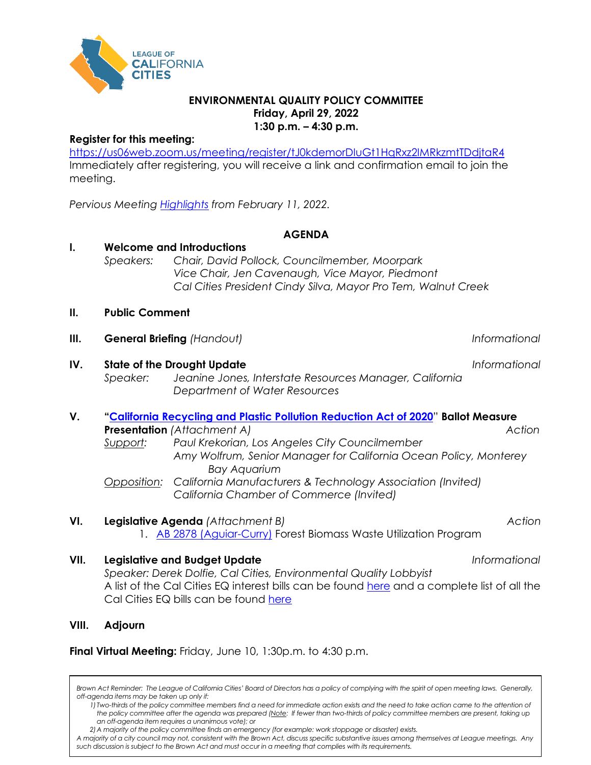LEAGUE OF CALIFORNIA CITIES

# ENVIRONMENTAL QUALITY POLICY COMMITTEE
**Friday, April 29, 2022**
**1:30 p.m. – 4:30 p.m.**

**Register for this meeting:**
https://us06web.zoom.us/meeting/register/tJ0kdemorDluGt1HqRxz2lMRkzmtTDdjtaR4
Immediately after registering, you will receive a link and confirmation email to join the meeting.

*Pervious Meeting Highlights from February 11, 2022.*

## AGENDA

**I. Welcome and Introductions**
*Speakers: Chair, David Pollock, Councilmember, Moorpark*
*Vice Chair, Jen Cavenaugh, Vice Mayor, Piedmont*
*Cal Cities President Cindy Silva, Mayor Pro Tem, Walnut Creek*

**II. Public Comment**

**III. General Briefing** *(Handout)* — *Informational*

**IV. State of the Drought Update** — *Informational*
*Speaker: Jeanine Jones, Interstate Resources Manager, California Department of Water Resources*

**V. "California Recycling and Plastic Pollution Reduction Act of 2020" Ballot Measure Presentation** *(Attachment A)* — *Action*
*Support: Paul Krekorian, Los Angeles City Councilmember*
*Amy Wolfrum, Senior Manager for California Ocean Policy, Monterey Bay Aquarium*
*Opposition: California Manufacturers & Technology Association (Invited)*
*California Chamber of Commerce (Invited)*

**VI. Legislative Agenda** *(Attachment B)* — *Action*
1. AB 2878 (Aguiar-Curry) Forest Biomass Waste Utilization Program

**VII. Legislative and Budget Update** — *Informational*
*Speaker: Derek Dolfie, Cal Cities, Environmental Quality Lobbyist*
A list of the Cal Cities EQ interest bills can be found here and a complete list of all the Cal Cities EQ bills can be found here

**VIII. Adjourn**

**Final Virtual Meeting:** Friday, June 10, 1:30p.m. to 4:30 p.m.

*Brown Act Reminder: The League of California Cities' Board of Directors has a policy of complying with the spirit of open meeting laws. Generally, off-agenda items may be taken up only if:*
*1) Two-thirds of the policy committee members find a need for immediate action exists and the need to take action came to the attention of the policy committee after the agenda was prepared (Note: If fewer than two-thirds of policy committee members are present, taking up an off-agenda item requires a unanimous vote); or*
*2) A majority of the policy committee finds an emergency (for example: work stoppage or disaster) exists.*
*A majority of a city council may not, consistent with the Brown Act, discuss specific substantive issues among themselves at League meetings. Any such discussion is subject to the Brown Act and must occur in a meeting that complies with its requirements.*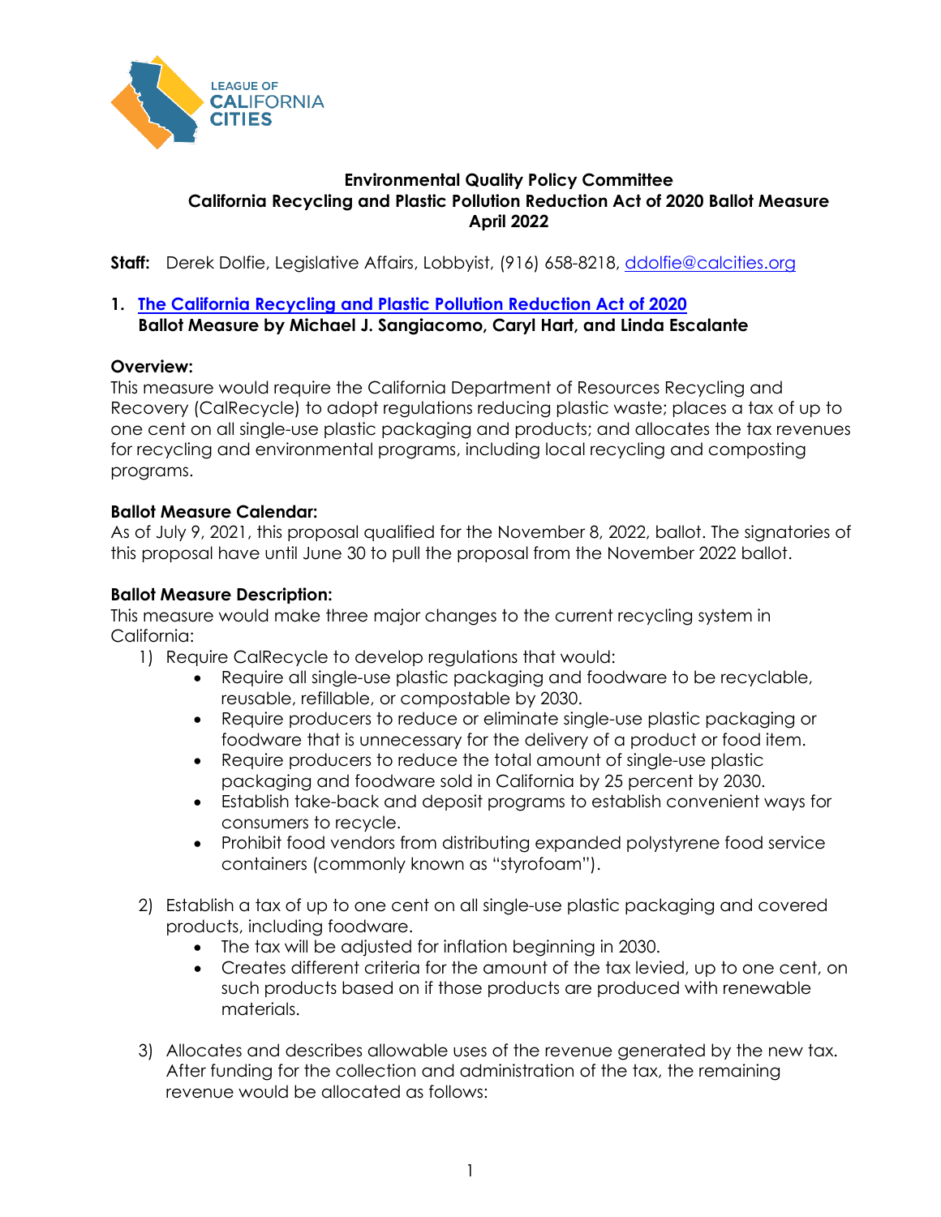**Environmental Quality Policy Committee**
**California Recycling and Plastic Pollution Reduction Act of 2020 Ballot Measure**
**April 2022**

**Staff:** Derek Dolfie, Legislative Affairs, Lobbyist, (916) 658-8218, ddolfie@calcities.org

1. **The California Recycling and Plastic Pollution Reduction Act of 2020**
   **Ballot Measure by Michael J. Sangiacomo, Caryl Hart, and Linda Escalante**

**Overview:**
This measure would require the California Department of Resources Recycling and Recovery (CalRecycle) to adopt regulations reducing plastic waste; places a tax of up to one cent on all single-use plastic packaging and products; and allocates the tax revenues for recycling and environmental programs, including local recycling and composting programs.

**Ballot Measure Calendar:**
As of July 9, 2021, this proposal qualified for the November 8, 2022, ballot. The signatories of this proposal have until June 30 to pull the proposal from the November 2022 ballot.

**Ballot Measure Description:**
This measure would make three major changes to the current recycling system in California:

1) Require CalRecycle to develop regulations that would:
   - Require all single-use plastic packaging and foodware to be recyclable, reusable, refillable, or compostable by 2030.
   - Require producers to reduce or eliminate single-use plastic packaging or foodware that is unnecessary for the delivery of a product or food item.
   - Require producers to reduce the total amount of single-use plastic packaging and foodware sold in California by 25 percent by 2030.
   - Establish take-back and deposit programs to establish convenient ways for consumers to recycle.
   - Prohibit food vendors from distributing expanded polystyrene food service containers (commonly known as "styrofoam").

2) Establish a tax of up to one cent on all single-use plastic packaging and covered products, including foodware.
   - The tax will be adjusted for inflation beginning in 2030.
   - Creates different criteria for the amount of the tax levied, up to one cent, on such products based on if those products are produced with renewable materials.

3) Allocates and describes allowable uses of the revenue generated by the new tax. After funding for the collection and administration of the tax, the remaining revenue would be allocated as follows: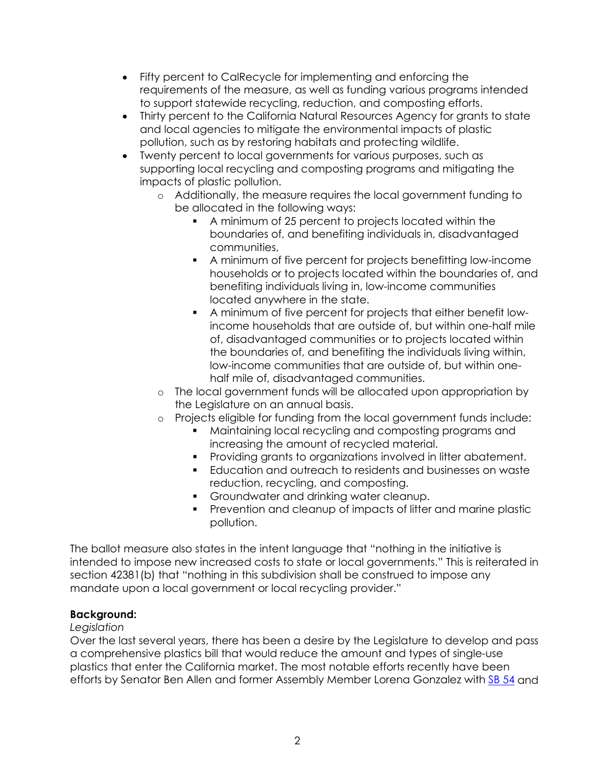- Fifty percent to CalRecycle for implementing and enforcing the requirements of the measure, as well as funding various programs intended to support statewide recycling, reduction, and composting efforts.
- Thirty percent to the California Natural Resources Agency for grants to state and local agencies to mitigate the environmental impacts of plastic pollution, such as by restoring habitats and protecting wildlife.
- Twenty percent to local governments for various purposes, such as supporting local recycling and composting programs and mitigating the impacts of plastic pollution.
    - Additionally, the measure requires the local government funding to be allocated in the following ways:
        - A minimum of 25 percent to projects located within the boundaries of, and benefiting individuals in, disadvantaged communities,
        - A minimum of five percent for projects benefitting low-income households or to projects located within the boundaries of, and benefiting individuals living in, low-income communities located anywhere in the state.
        - A minimum of five percent for projects that either benefit low-income households that are outside of, but within one-half mile of, disadvantaged communities or to projects located within the boundaries of, and benefiting the individuals living within, low-income communities that are outside of, but within one-half mile of, disadvantaged communities.
    - The local government funds will be allocated upon appropriation by the Legislature on an annual basis.
    - Projects eligible for funding from the local government funds include:
        - Maintaining local recycling and composting programs and increasing the amount of recycled material.
        - Providing grants to organizations involved in litter abatement.
        - Education and outreach to residents and businesses on waste reduction, recycling, and composting.
        - Groundwater and drinking water cleanup.
        - Prevention and cleanup of impacts of litter and marine plastic pollution.

The ballot measure also states in the intent language that "nothing in the initiative is intended to impose new increased costs to state or local governments." This is reiterated in section 42381(b) that "nothing in this subdivision shall be construed to impose any mandate upon a local government or local recycling provider."

**Background:**

*Legislation*

Over the last several years, there has been a desire by the Legislature to develop and pass a comprehensive plastics bill that would reduce the amount and types of single-use plastics that enter the California market. The most notable efforts recently have been efforts by Senator Ben Allen and former Assembly Member Lorena Gonzalez with SB 54 and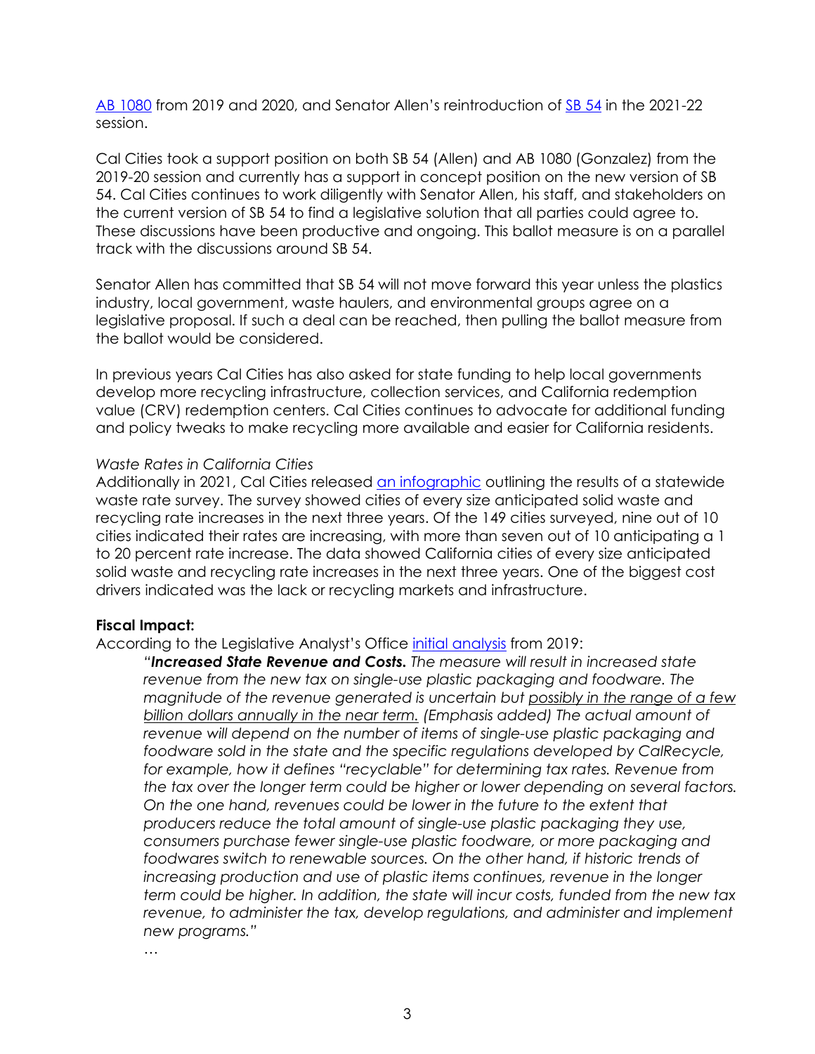AB 1080 from 2019 and 2020, and Senator Allen's reintroduction of SB 54 in the 2021-22 session.

Cal Cities took a support position on both SB 54 (Allen) and AB 1080 (Gonzalez) from the 2019-20 session and currently has a support in concept position on the new version of SB 54. Cal Cities continues to work diligently with Senator Allen, his staff, and stakeholders on the current version of SB 54 to find a legislative solution that all parties could agree to. These discussions have been productive and ongoing. This ballot measure is on a parallel track with the discussions around SB 54.

Senator Allen has committed that SB 54 will not move forward this year unless the plastics industry, local government, waste haulers, and environmental groups agree on a legislative proposal. If such a deal can be reached, then pulling the ballot measure from the ballot would be considered.

In previous years Cal Cities has also asked for state funding to help local governments develop more recycling infrastructure, collection services, and California redemption value (CRV) redemption centers. Cal Cities continues to advocate for additional funding and policy tweaks to make recycling more available and easier for California residents.

*Waste Rates in California Cities*
Additionally in 2021, Cal Cities released an infographic outlining the results of a statewide waste rate survey. The survey showed cities of every size anticipated solid waste and recycling rate increases in the next three years. Of the 149 cities surveyed, nine out of 10 cities indicated their rates are increasing, with more than seven out of 10 anticipating a 1 to 20 percent rate increase. The data showed California cities of every size anticipated solid waste and recycling rate increases in the next three years. One of the biggest cost drivers indicated was the lack or recycling markets and infrastructure.

**Fiscal Impact:**
According to the Legislative Analyst's Office initial analysis from 2019:

> *"**Increased State Revenue and Costs.** The measure will result in increased state revenue from the new tax on single-use plastic packaging and foodware. The magnitude of the revenue generated is uncertain but possibly in the range of a few billion dollars annually in the near term. (Emphasis added) The actual amount of revenue will depend on the number of items of single-use plastic packaging and foodware sold in the state and the specific regulations developed by CalRecycle, for example, how it defines "recyclable" for determining tax rates. Revenue from the tax over the longer term could be higher or lower depending on several factors. On the one hand, revenues could be lower in the future to the extent that producers reduce the total amount of single-use plastic packaging they use, consumers purchase fewer single-use plastic foodware, or more packaging and foodwares switch to renewable sources. On the other hand, if historic trends of increasing production and use of plastic items continues, revenue in the longer term could be higher. In addition, the state will incur costs, funded from the new tax revenue, to administer the tax, develop regulations, and administer and implement new programs."*
>
> …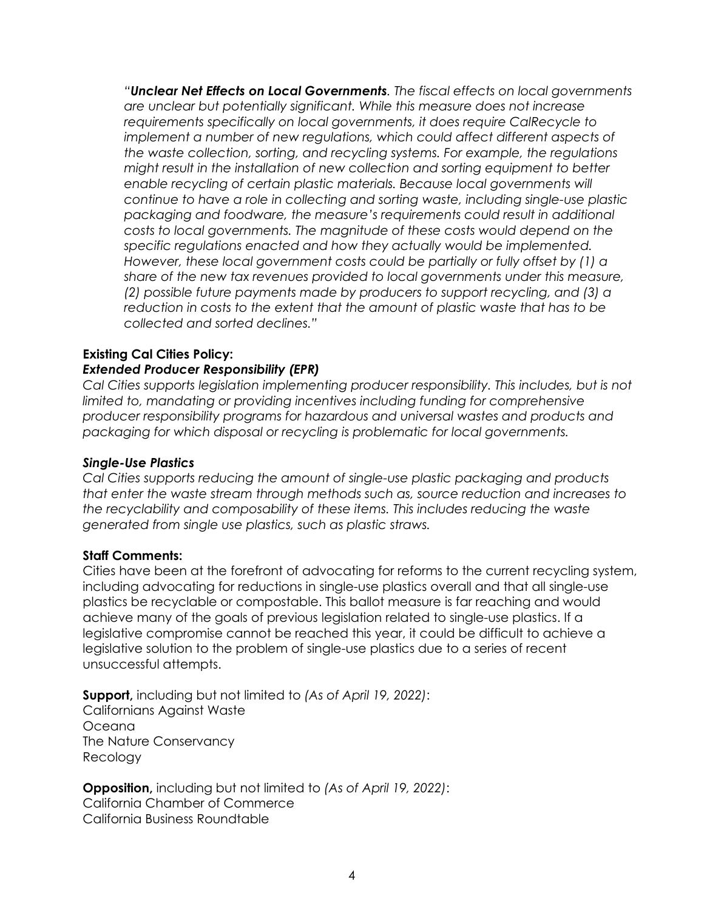> "***Unclear Net Effects on Local Governments****. The fiscal effects on local governments are unclear but potentially significant. While this measure does not increase requirements specifically on local governments, it does require CalRecycle to implement a number of new regulations, which could affect different aspects of the waste collection, sorting, and recycling systems. For example, the regulations might result in the installation of new collection and sorting equipment to better enable recycling of certain plastic materials. Because local governments will continue to have a role in collecting and sorting waste, including single-use plastic packaging and foodware, the measure's requirements could result in additional costs to local governments. The magnitude of these costs would depend on the specific regulations enacted and how they actually would be implemented. However, these local government costs could be partially or fully offset by (1) a share of the new tax revenues provided to local governments under this measure, (2) possible future payments made by producers to support recycling, and (3) a reduction in costs to the extent that the amount of plastic waste that has to be collected and sorted declines."*

**Existing Cal Cities Policy:**

***Extended Producer Responsibility (EPR)***

*Cal Cities supports legislation implementing producer responsibility. This includes, but is not limited to, mandating or providing incentives including funding for comprehensive producer responsibility programs for hazardous and universal wastes and products and packaging for which disposal or recycling is problematic for local governments.*

***Single-Use Plastics***

*Cal Cities supports reducing the amount of single-use plastic packaging and products that enter the waste stream through methods such as, source reduction and increases to the recyclability and composability of these items. This includes reducing the waste generated from single use plastics, such as plastic straws.*

**Staff Comments:**

Cities have been at the forefront of advocating for reforms to the current recycling system, including advocating for reductions in single-use plastics overall and that all single-use plastics be recyclable or compostable. This ballot measure is far reaching and would achieve many of the goals of previous legislation related to single-use plastics. If a legislative compromise cannot be reached this year, it could be difficult to achieve a legislative solution to the problem of single-use plastics due to a series of recent unsuccessful attempts.

**Support,** including but not limited to *(As of April 19, 2022)*:
Californians Against Waste
Oceana
The Nature Conservancy
Recology

**Opposition,** including but not limited to *(As of April 19, 2022)*:
California Chamber of Commerce
California Business Roundtable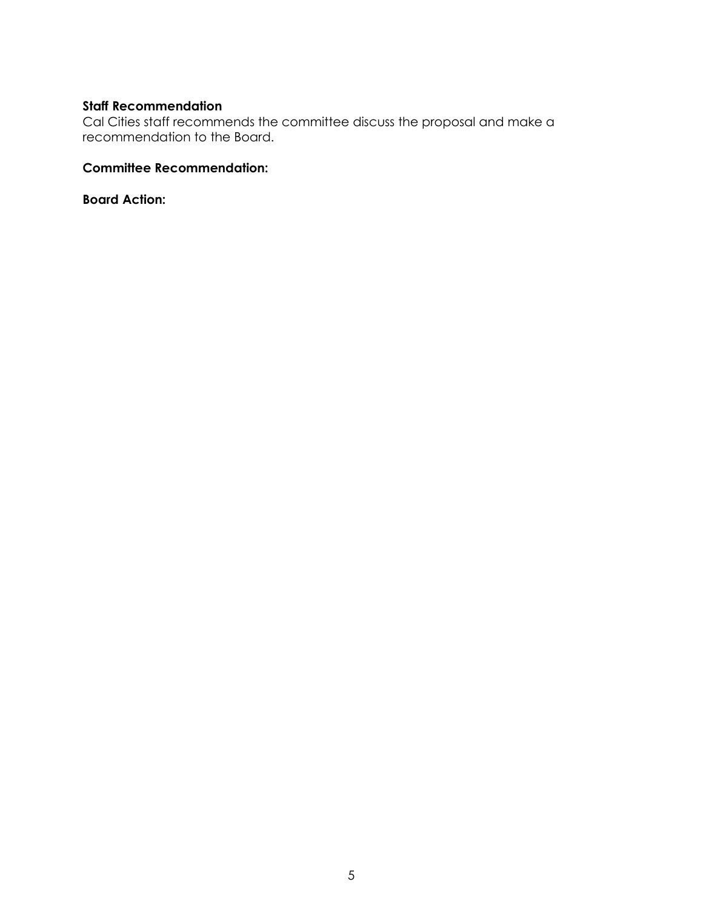**Staff Recommendation**
Cal Cities staff recommends the committee discuss the proposal and make a recommendation to the Board.

**Committee Recommendation:**

**Board Action:**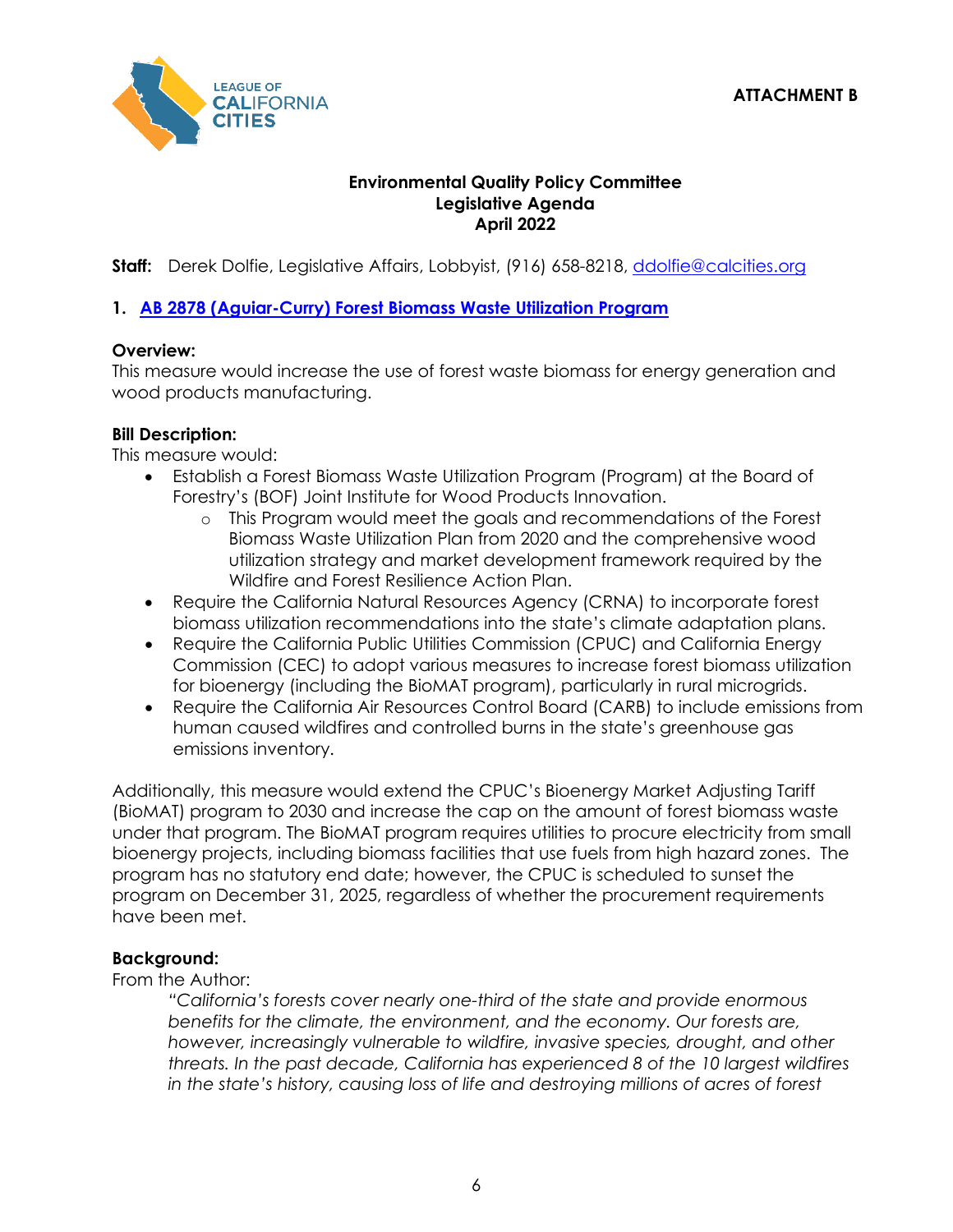**ATTACHMENT B**

**Environmental Quality Policy Committee**
**Legislative Agenda**
**April 2022**

**Staff:** Derek Dolfie, Legislative Affairs, Lobbyist, (916) 658-8218, ddolfie@calcities.org

## 1. AB 2878 (Aguiar-Curry) Forest Biomass Waste Utilization Program

**Overview:**
This measure would increase the use of forest waste biomass for energy generation and wood products manufacturing.

**Bill Description:**
This measure would:

- Establish a Forest Biomass Waste Utilization Program (Program) at the Board of Forestry's (BOF) Joint Institute for Wood Products Innovation.
  - This Program would meet the goals and recommendations of the Forest Biomass Waste Utilization Plan from 2020 and the comprehensive wood utilization strategy and market development framework required by the Wildfire and Forest Resilience Action Plan.
- Require the California Natural Resources Agency (CRNA) to incorporate forest biomass utilization recommendations into the state's climate adaptation plans.
- Require the California Public Utilities Commission (CPUC) and California Energy Commission (CEC) to adopt various measures to increase forest biomass utilization for bioenergy (including the BioMAT program), particularly in rural microgrids.
- Require the California Air Resources Control Board (CARB) to include emissions from human caused wildfires and controlled burns in the state's greenhouse gas emissions inventory.

Additionally, this measure would extend the CPUC's Bioenergy Market Adjusting Tariff (BioMAT) program to 2030 and increase the cap on the amount of forest biomass waste under that program. The BioMAT program requires utilities to procure electricity from small bioenergy projects, including biomass facilities that use fuels from high hazard zones. The program has no statutory end date; however, the CPUC is scheduled to sunset the program on December 31, 2025, regardless of whether the procurement requirements have been met.

**Background:**
From the Author:

> *"California's forests cover nearly one-third of the state and provide enormous benefits for the climate, the environment, and the economy. Our forests are, however, increasingly vulnerable to wildfire, invasive species, drought, and other threats. In the past decade, California has experienced 8 of the 10 largest wildfires in the state's history, causing loss of life and destroying millions of acres of forest*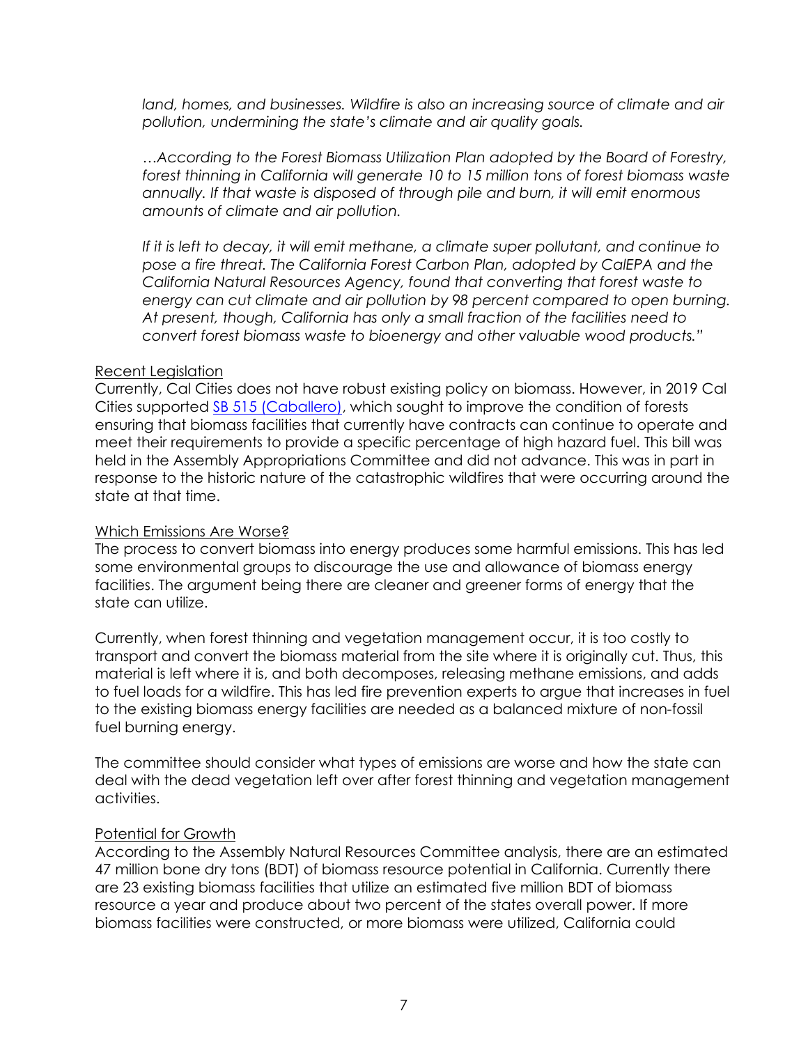*land, homes, and businesses. Wildfire is also an increasing source of climate and air pollution, undermining the state's climate and air quality goals.*

*…According to the Forest Biomass Utilization Plan adopted by the Board of Forestry, forest thinning in California will generate 10 to 15 million tons of forest biomass waste annually. If that waste is disposed of through pile and burn, it will emit enormous amounts of climate and air pollution.*

*If it is left to decay, it will emit methane, a climate super pollutant, and continue to pose a fire threat. The California Forest Carbon Plan, adopted by CalEPA and the California Natural Resources Agency, found that converting that forest waste to energy can cut climate and air pollution by 98 percent compared to open burning. At present, though, California has only a small fraction of the facilities need to convert forest biomass waste to bioenergy and other valuable wood products."*

<u>Recent Legislation</u>

Currently, Cal Cities does not have robust existing policy on biomass. However, in 2019 Cal Cities supported [SB 515 (Caballero)](), which sought to improve the condition of forests ensuring that biomass facilities that currently have contracts can continue to operate and meet their requirements to provide a specific percentage of high hazard fuel. This bill was held in the Assembly Appropriations Committee and did not advance. This was in part in response to the historic nature of the catastrophic wildfires that were occurring around the state at that time.

<u>Which Emissions Are Worse?</u>

The process to convert biomass into energy produces some harmful emissions. This has led some environmental groups to discourage the use and allowance of biomass energy facilities. The argument being there are cleaner and greener forms of energy that the state can utilize.

Currently, when forest thinning and vegetation management occur, it is too costly to transport and convert the biomass material from the site where it is originally cut. Thus, this material is left where it is, and both decomposes, releasing methane emissions, and adds to fuel loads for a wildfire. This has led fire prevention experts to argue that increases in fuel to the existing biomass energy facilities are needed as a balanced mixture of non-fossil fuel burning energy.

The committee should consider what types of emissions are worse and how the state can deal with the dead vegetation left over after forest thinning and vegetation management activities.

<u>Potential for Growth</u>

According to the Assembly Natural Resources Committee analysis, there are an estimated 47 million bone dry tons (BDT) of biomass resource potential in California. Currently there are 23 existing biomass facilities that utilize an estimated five million BDT of biomass resource a year and produce about two percent of the states overall power. If more biomass facilities were constructed, or more biomass were utilized, California could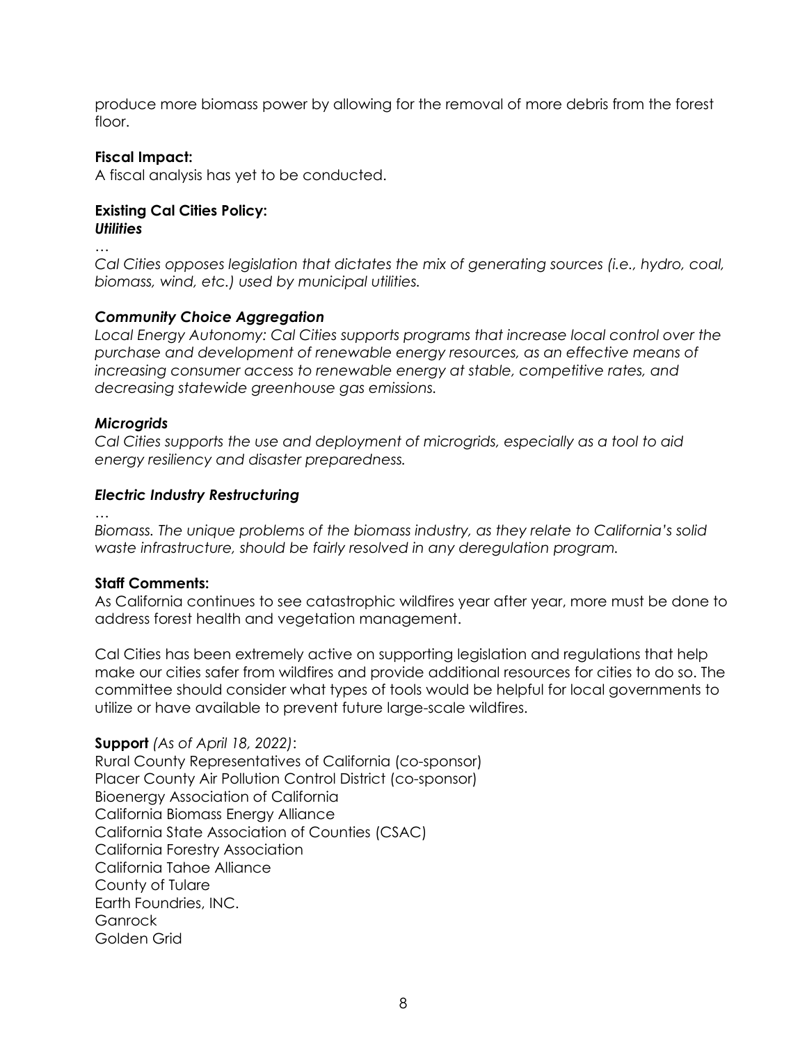produce more biomass power by allowing for the removal of more debris from the forest floor.

**Fiscal Impact:**
A fiscal analysis has yet to be conducted.

**Existing Cal Cities Policy:**
***Utilities***

*…*

*Cal Cities opposes legislation that dictates the mix of generating sources (i.e., hydro, coal, biomass, wind, etc.) used by municipal utilities.*

***Community Choice Aggregation***

*Local Energy Autonomy: Cal Cities supports programs that increase local control over the purchase and development of renewable energy resources, as an effective means of increasing consumer access to renewable energy at stable, competitive rates, and decreasing statewide greenhouse gas emissions.*

***Microgrids***

*Cal Cities supports the use and deployment of microgrids, especially as a tool to aid energy resiliency and disaster preparedness.*

***Electric Industry Restructuring***

*…*

*Biomass. The unique problems of the biomass industry, as they relate to California's solid waste infrastructure, should be fairly resolved in any deregulation program.*

**Staff Comments:**
As California continues to see catastrophic wildfires year after year, more must be done to address forest health and vegetation management.

Cal Cities has been extremely active on supporting legislation and regulations that help make our cities safer from wildfires and provide additional resources for cities to do so. The committee should consider what types of tools would be helpful for local governments to utilize or have available to prevent future large-scale wildfires.

**Support** *(As of April 18, 2022)*:
Rural County Representatives of California (co-sponsor)
Placer County Air Pollution Control District (co-sponsor)
Bioenergy Association of California
California Biomass Energy Alliance
California State Association of Counties (CSAC)
California Forestry Association
California Tahoe Alliance
County of Tulare
Earth Foundries, INC.
Ganrock
Golden Grid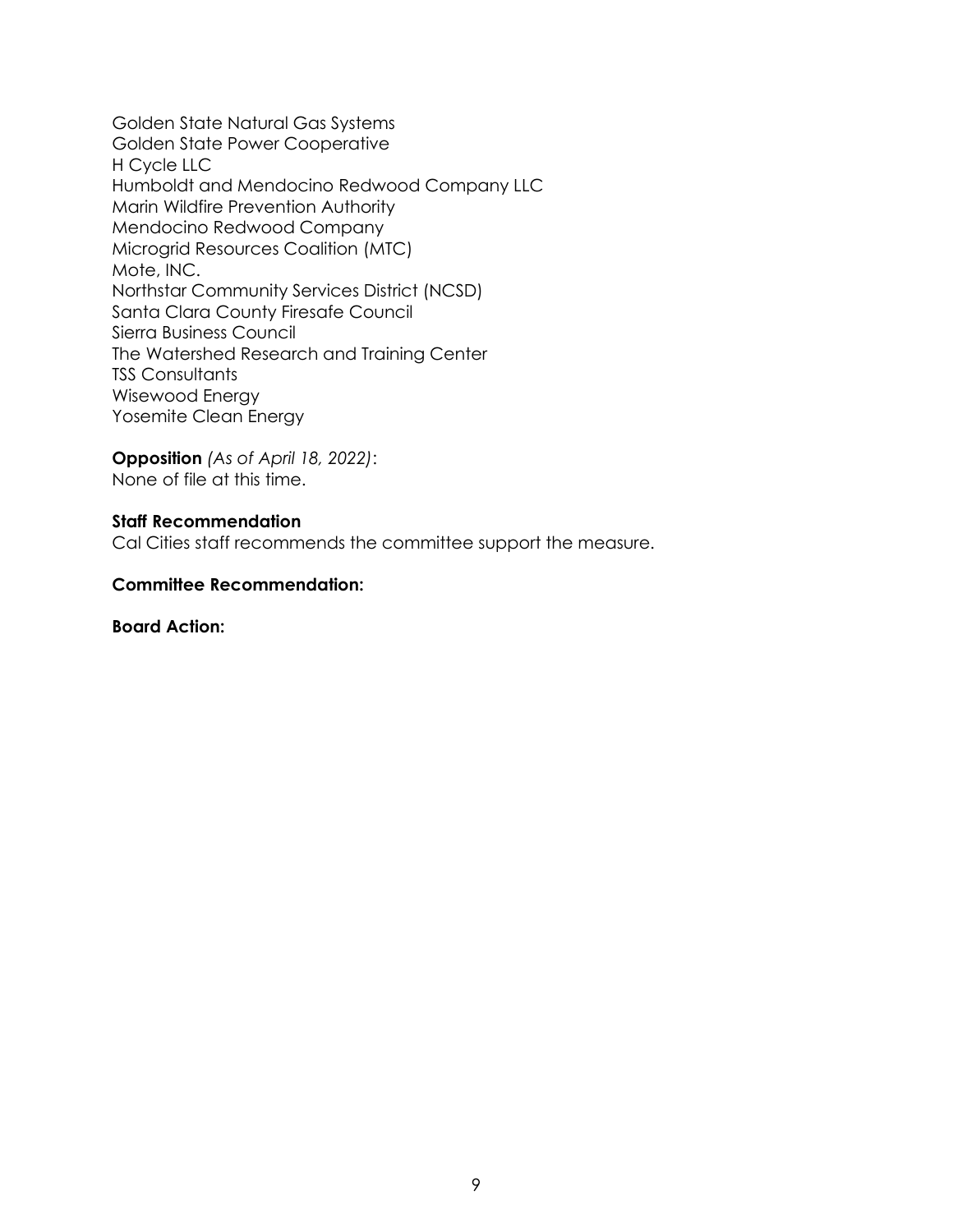Golden State Natural Gas Systems
Golden State Power Cooperative
H Cycle LLC
Humboldt and Mendocino Redwood Company LLC
Marin Wildfire Prevention Authority
Mendocino Redwood Company
Microgrid Resources Coalition (MTC)
Mote, INC.
Northstar Community Services District (NCSD)
Santa Clara County Firesafe Council
Sierra Business Council
The Watershed Research and Training Center
TSS Consultants
Wisewood Energy
Yosemite Clean Energy

**Opposition** *(As of April 18, 2022)*:
None of file at this time.

**Staff Recommendation**
Cal Cities staff recommends the committee support the measure.

**Committee Recommendation:**

**Board Action:**